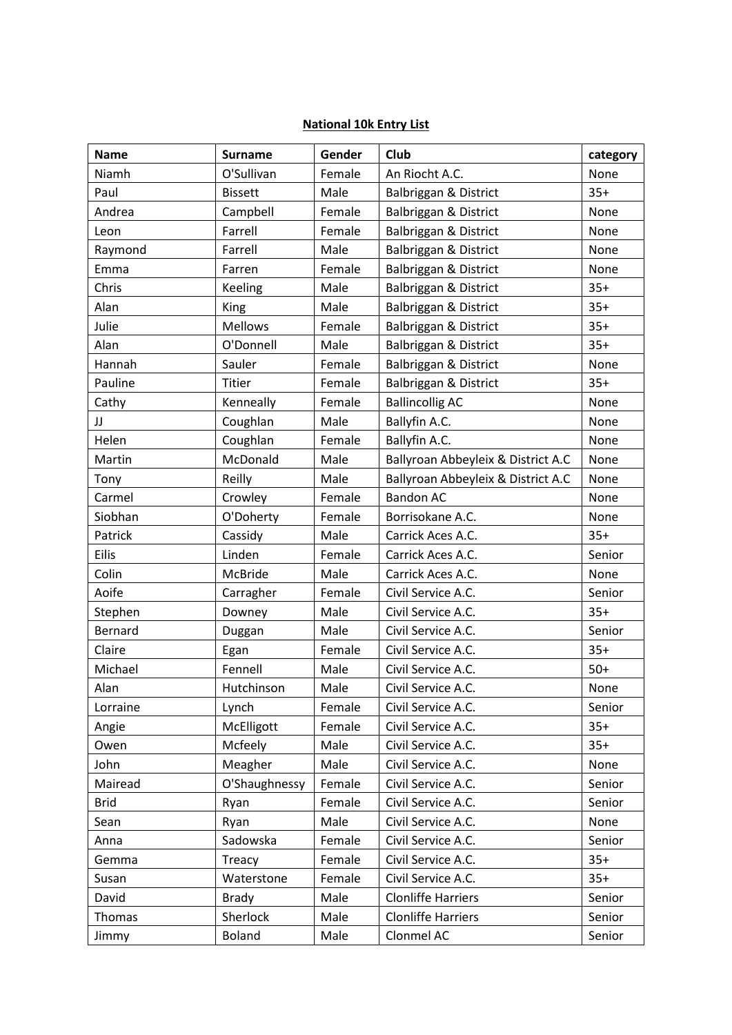**National 10k Entry List**

| Name | Surname | Gender | Club | category |
|---|---|---|---|---|
| Niamh | O'Sullivan | Female | An Riocht A.C. | None |
| Paul | Bissett | Male | Balbriggan & District | 35+ |
| Andrea | Campbell | Female | Balbriggan & District | None |
| Leon | Farrell | Female | Balbriggan & District | None |
| Raymond | Farrell | Male | Balbriggan & District | None |
| Emma | Farren | Female | Balbriggan & District | None |
| Chris | Keeling | Male | Balbriggan & District | 35+ |
| Alan | King | Male | Balbriggan & District | 35+ |
| Julie | Mellows | Female | Balbriggan & District | 35+ |
| Alan | O'Donnell | Male | Balbriggan & District | 35+ |
| Hannah | Sauler | Female | Balbriggan & District | None |
| Pauline | Titier | Female | Balbriggan & District | 35+ |
| Cathy | Kenneally | Female | Ballincollig AC | None |
| JJ | Coughlan | Male | Ballyfin A.C. | None |
| Helen | Coughlan | Female | Ballyfin A.C. | None |
| Martin | McDonald | Male | Ballyroan Abbeyleix & District A.C | None |
| Tony | Reilly | Male | Ballyroan Abbeyleix & District A.C | None |
| Carmel | Crowley | Female | Bandon AC | None |
| Siobhan | O'Doherty | Female | Borrisokane A.C. | None |
| Patrick | Cassidy | Male | Carrick Aces A.C. | 35+ |
| Eilis | Linden | Female | Carrick Aces A.C. | Senior |
| Colin | McBride | Male | Carrick Aces A.C. | None |
| Aoife | Carragher | Female | Civil Service A.C. | Senior |
| Stephen | Downey | Male | Civil Service A.C. | 35+ |
| Bernard | Duggan | Male | Civil Service A.C. | Senior |
| Claire | Egan | Female | Civil Service A.C. | 35+ |
| Michael | Fennell | Male | Civil Service A.C. | 50+ |
| Alan | Hutchinson | Male | Civil Service A.C. | None |
| Lorraine | Lynch | Female | Civil Service A.C. | Senior |
| Angie | McElligott | Female | Civil Service A.C. | 35+ |
| Owen | Mcfeely | Male | Civil Service A.C. | 35+ |
| John | Meagher | Male | Civil Service A.C. | None |
| Mairead | O'Shaughnessy | Female | Civil Service A.C. | Senior |
| Brid | Ryan | Female | Civil Service A.C. | Senior |
| Sean | Ryan | Male | Civil Service A.C. | None |
| Anna | Sadowska | Female | Civil Service A.C. | Senior |
| Gemma | Treacy | Female | Civil Service A.C. | 35+ |
| Susan | Waterstone | Female | Civil Service A.C. | 35+ |
| David | Brady | Male | Clonliffe Harriers | Senior |
| Thomas | Sherlock | Male | Clonliffe Harriers | Senior |
| Jimmy | Boland | Male | Clonmel AC | Senior |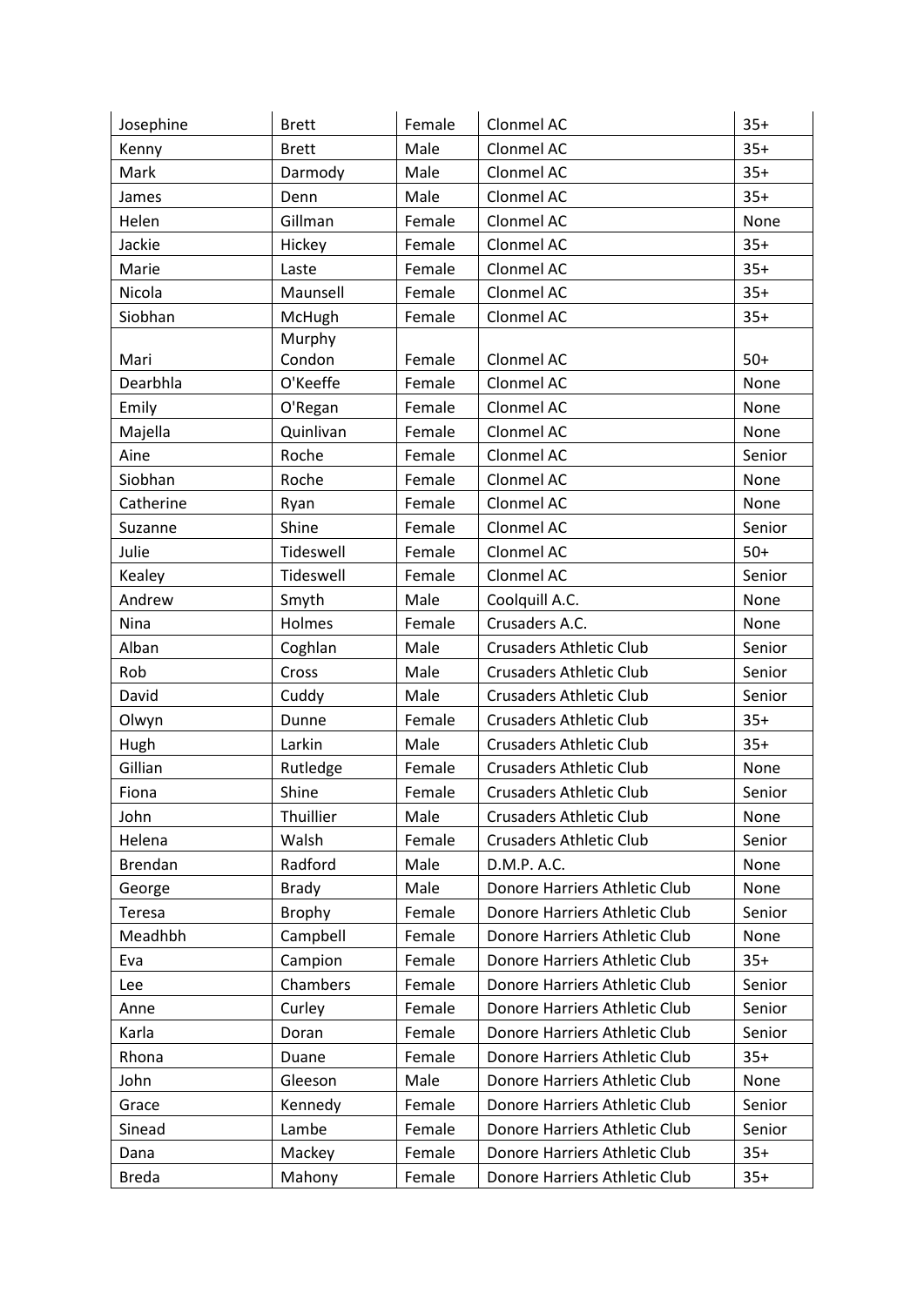| | | | | |
|---|---|---|---|---|
| Josephine | Brett | Female | Clonmel AC | 35+ |
| Kenny | Brett | Male | Clonmel AC | 35+ |
| Mark | Darmody | Male | Clonmel AC | 35+ |
| James | Denn | Male | Clonmel AC | 35+ |
| Helen | Gillman | Female | Clonmel AC | None |
| Jackie | Hickey | Female | Clonmel AC | 35+ |
| Marie | Laste | Female | Clonmel AC | 35+ |
| Nicola | Maunsell | Female | Clonmel AC | 35+ |
| Siobhan | McHugh | Female | Clonmel AC | 35+ |
| Mari | Murphy Condon | Female | Clonmel AC | 50+ |
| Dearbhla | O'Keeffe | Female | Clonmel AC | None |
| Emily | O'Regan | Female | Clonmel AC | None |
| Majella | Quinlivan | Female | Clonmel AC | None |
| Aine | Roche | Female | Clonmel AC | Senior |
| Siobhan | Roche | Female | Clonmel AC | None |
| Catherine | Ryan | Female | Clonmel AC | None |
| Suzanne | Shine | Female | Clonmel AC | Senior |
| Julie | Tideswell | Female | Clonmel AC | 50+ |
| Kealey | Tideswell | Female | Clonmel AC | Senior |
| Andrew | Smyth | Male | Coolquill A.C. | None |
| Nina | Holmes | Female | Crusaders A.C. | None |
| Alban | Coghlan | Male | Crusaders Athletic Club | Senior |
| Rob | Cross | Male | Crusaders Athletic Club | Senior |
| David | Cuddy | Male | Crusaders Athletic Club | Senior |
| Olwyn | Dunne | Female | Crusaders Athletic Club | 35+ |
| Hugh | Larkin | Male | Crusaders Athletic Club | 35+ |
| Gillian | Rutledge | Female | Crusaders Athletic Club | None |
| Fiona | Shine | Female | Crusaders Athletic Club | Senior |
| John | Thuillier | Male | Crusaders Athletic Club | None |
| Helena | Walsh | Female | Crusaders Athletic Club | Senior |
| Brendan | Radford | Male | D.M.P. A.C. | None |
| George | Brady | Male | Donore Harriers Athletic Club | None |
| Teresa | Brophy | Female | Donore Harriers Athletic Club | Senior |
| Meadhbh | Campbell | Female | Donore Harriers Athletic Club | None |
| Eva | Campion | Female | Donore Harriers Athletic Club | 35+ |
| Lee | Chambers | Female | Donore Harriers Athletic Club | Senior |
| Anne | Curley | Female | Donore Harriers Athletic Club | Senior |
| Karla | Doran | Female | Donore Harriers Athletic Club | Senior |
| Rhona | Duane | Female | Donore Harriers Athletic Club | 35+ |
| John | Gleeson | Male | Donore Harriers Athletic Club | None |
| Grace | Kennedy | Female | Donore Harriers Athletic Club | Senior |
| Sinead | Lambe | Female | Donore Harriers Athletic Club | Senior |
| Dana | Mackey | Female | Donore Harriers Athletic Club | 35+ |
| Breda | Mahony | Female | Donore Harriers Athletic Club | 35+ |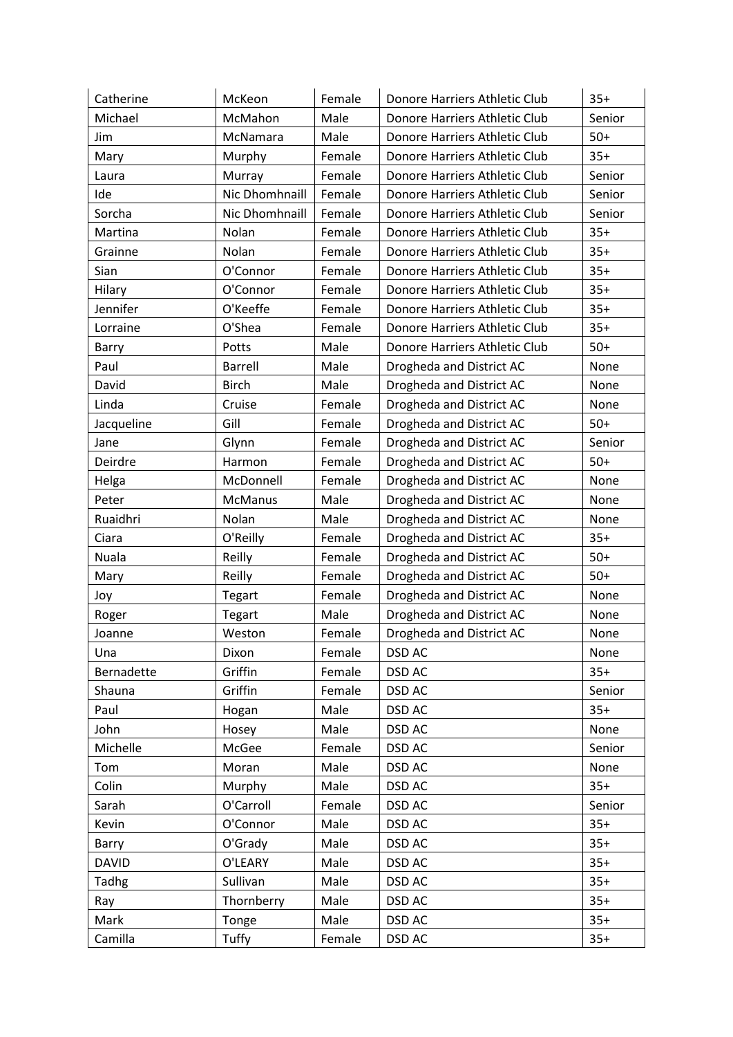| Catherine | McKeon | Female | Donore Harriers Athletic Club | 35+ |
|---|---|---|---|---|
| Michael | McMahon | Male | Donore Harriers Athletic Club | Senior |
| Jim | McNamara | Male | Donore Harriers Athletic Club | 50+ |
| Mary | Murphy | Female | Donore Harriers Athletic Club | 35+ |
| Laura | Murray | Female | Donore Harriers Athletic Club | Senior |
| Ide | Nic Dhomhnaill | Female | Donore Harriers Athletic Club | Senior |
| Sorcha | Nic Dhomhnaill | Female | Donore Harriers Athletic Club | Senior |
| Martina | Nolan | Female | Donore Harriers Athletic Club | 35+ |
| Grainne | Nolan | Female | Donore Harriers Athletic Club | 35+ |
| Sian | O'Connor | Female | Donore Harriers Athletic Club | 35+ |
| Hilary | O'Connor | Female | Donore Harriers Athletic Club | 35+ |
| Jennifer | O'Keeffe | Female | Donore Harriers Athletic Club | 35+ |
| Lorraine | O'Shea | Female | Donore Harriers Athletic Club | 35+ |
| Barry | Potts | Male | Donore Harriers Athletic Club | 50+ |
| Paul | Barrell | Male | Drogheda and District AC | None |
| David | Birch | Male | Drogheda and District AC | None |
| Linda | Cruise | Female | Drogheda and District AC | None |
| Jacqueline | Gill | Female | Drogheda and District AC | 50+ |
| Jane | Glynn | Female | Drogheda and District AC | Senior |
| Deirdre | Harmon | Female | Drogheda and District AC | 50+ |
| Helga | McDonnell | Female | Drogheda and District AC | None |
| Peter | McManus | Male | Drogheda and District AC | None |
| Ruaidhri | Nolan | Male | Drogheda and District AC | None |
| Ciara | O'Reilly | Female | Drogheda and District AC | 35+ |
| Nuala | Reilly | Female | Drogheda and District AC | 50+ |
| Mary | Reilly | Female | Drogheda and District AC | 50+ |
| Joy | Tegart | Female | Drogheda and District AC | None |
| Roger | Tegart | Male | Drogheda and District AC | None |
| Joanne | Weston | Female | Drogheda and District AC | None |
| Una | Dixon | Female | DSD AC | None |
| Bernadette | Griffin | Female | DSD AC | 35+ |
| Shauna | Griffin | Female | DSD AC | Senior |
| Paul | Hogan | Male | DSD AC | 35+ |
| John | Hosey | Male | DSD AC | None |
| Michelle | McGee | Female | DSD AC | Senior |
| Tom | Moran | Male | DSD AC | None |
| Colin | Murphy | Male | DSD AC | 35+ |
| Sarah | O'Carroll | Female | DSD AC | Senior |
| Kevin | O'Connor | Male | DSD AC | 35+ |
| Barry | O'Grady | Male | DSD AC | 35+ |
| DAVID | O'LEARY | Male | DSD AC | 35+ |
| Tadhg | Sullivan | Male | DSD AC | 35+ |
| Ray | Thornberry | Male | DSD AC | 35+ |
| Mark | Tonge | Male | DSD AC | 35+ |
| Camilla | Tuffy | Female | DSD AC | 35+ |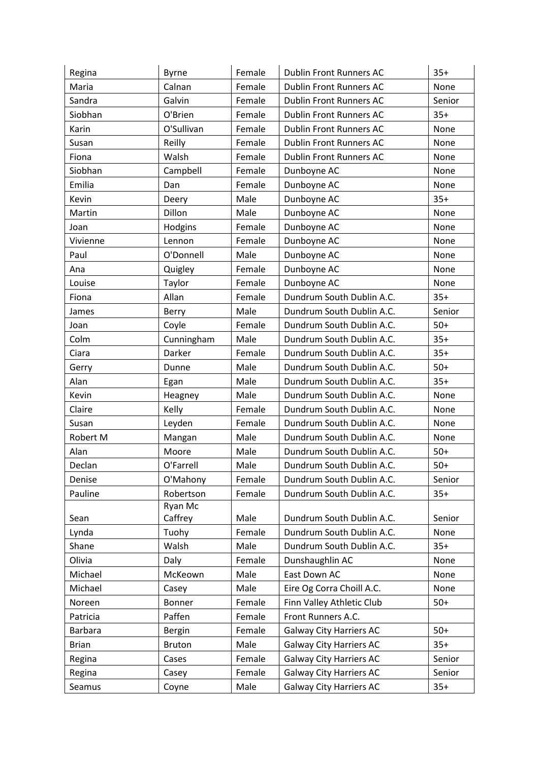| | | | | |
|---|---|---|---|---|
| Regina | Byrne | Female | Dublin Front Runners AC | 35+ |
| Maria | Calnan | Female | Dublin Front Runners AC | None |
| Sandra | Galvin | Female | Dublin Front Runners AC | Senior |
| Siobhan | O'Brien | Female | Dublin Front Runners AC | 35+ |
| Karin | O'Sullivan | Female | Dublin Front Runners AC | None |
| Susan | Reilly | Female | Dublin Front Runners AC | None |
| Fiona | Walsh | Female | Dublin Front Runners AC | None |
| Siobhan | Campbell | Female | Dunboyne AC | None |
| Emilia | Dan | Female | Dunboyne AC | None |
| Kevin | Deery | Male | Dunboyne AC | 35+ |
| Martin | Dillon | Male | Dunboyne AC | None |
| Joan | Hodgins | Female | Dunboyne AC | None |
| Vivienne | Lennon | Female | Dunboyne AC | None |
| Paul | O'Donnell | Male | Dunboyne AC | None |
| Ana | Quigley | Female | Dunboyne AC | None |
| Louise | Taylor | Female | Dunboyne AC | None |
| Fiona | Allan | Female | Dundrum South Dublin A.C. | 35+ |
| James | Berry | Male | Dundrum South Dublin A.C. | Senior |
| Joan | Coyle | Female | Dundrum South Dublin A.C. | 50+ |
| Colm | Cunningham | Male | Dundrum South Dublin A.C. | 35+ |
| Ciara | Darker | Female | Dundrum South Dublin A.C. | 35+ |
| Gerry | Dunne | Male | Dundrum South Dublin A.C. | 50+ |
| Alan | Egan | Male | Dundrum South Dublin A.C. | 35+ |
| Kevin | Heagney | Male | Dundrum South Dublin A.C. | None |
| Claire | Kelly | Female | Dundrum South Dublin A.C. | None |
| Susan | Leyden | Female | Dundrum South Dublin A.C. | None |
| Robert M | Mangan | Male | Dundrum South Dublin A.C. | None |
| Alan | Moore | Male | Dundrum South Dublin A.C. | 50+ |
| Declan | O'Farrell | Male | Dundrum South Dublin A.C. | 50+ |
| Denise | O'Mahony | Female | Dundrum South Dublin A.C. | Senior |
| Pauline | Robertson | Female | Dundrum South Dublin A.C. | 35+ |
| Sean | Ryan Mc Caffrey | Male | Dundrum South Dublin A.C. | Senior |
| Lynda | Tuohy | Female | Dundrum South Dublin A.C. | None |
| Shane | Walsh | Male | Dundrum South Dublin A.C. | 35+ |
| Olivia | Daly | Female | Dunshaughlin AC | None |
| Michael | McKeown | Male | East Down AC | None |
| Michael | Casey | Male | Eire Og Corra Choill A.C. | None |
| Noreen | Bonner | Female | Finn Valley Athletic Club | 50+ |
| Patricia | Paffen | Female | Front Runners A.C. | |
| Barbara | Bergin | Female | Galway City Harriers AC | 50+ |
| Brian | Bruton | Male | Galway City Harriers AC | 35+ |
| Regina | Cases | Female | Galway City Harriers AC | Senior |
| Regina | Casey | Female | Galway City Harriers AC | Senior |
| Seamus | Coyne | Male | Galway City Harriers AC | 35+ |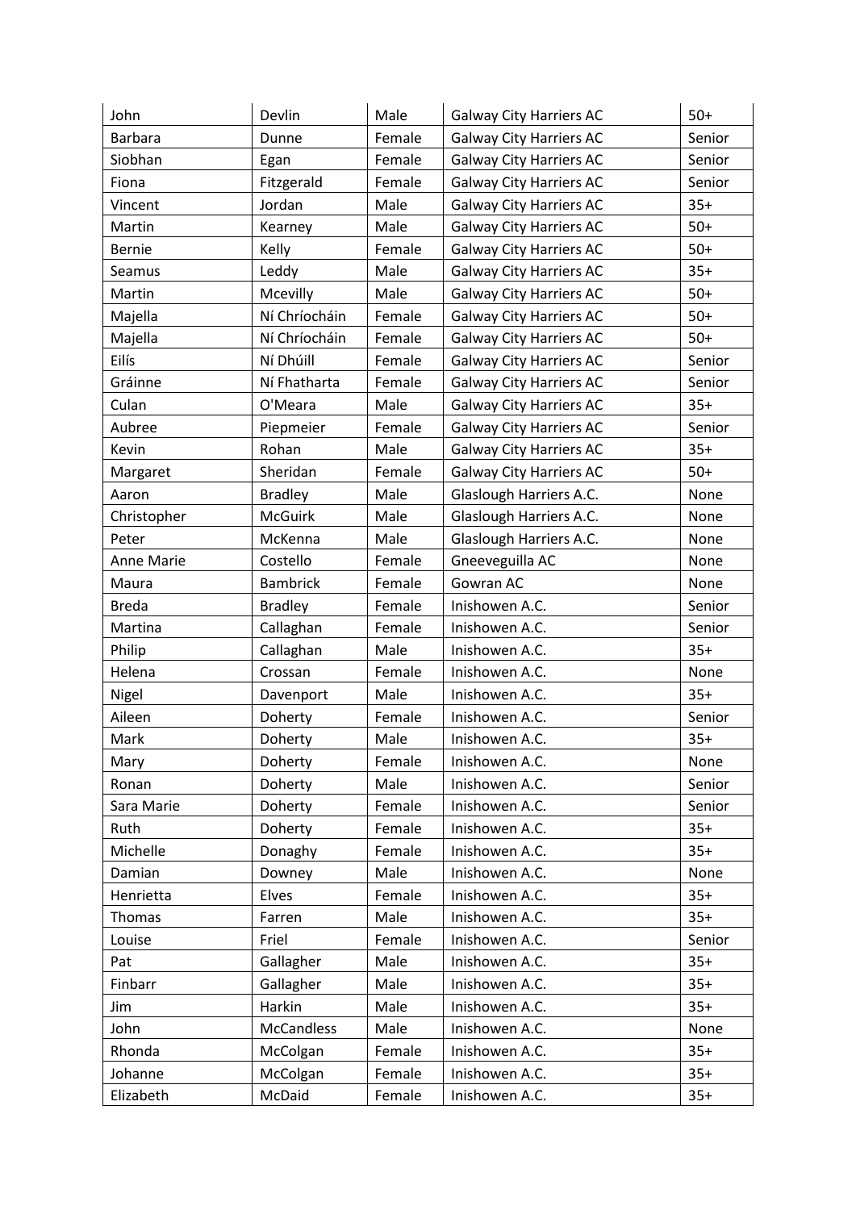| | | | | |
|---|---|---|---|---|
| John | Devlin | Male | Galway City Harriers AC | 50+ |
| Barbara | Dunne | Female | Galway City Harriers AC | Senior |
| Siobhan | Egan | Female | Galway City Harriers AC | Senior |
| Fiona | Fitzgerald | Female | Galway City Harriers AC | Senior |
| Vincent | Jordan | Male | Galway City Harriers AC | 35+ |
| Martin | Kearney | Male | Galway City Harriers AC | 50+ |
| Bernie | Kelly | Female | Galway City Harriers AC | 50+ |
| Seamus | Leddy | Male | Galway City Harriers AC | 35+ |
| Martin | Mcevilly | Male | Galway City Harriers AC | 50+ |
| Majella | Ní Chríocháin | Female | Galway City Harriers AC | 50+ |
| Majella | Ní Chríocháin | Female | Galway City Harriers AC | 50+ |
| Eilís | Ní Dhúill | Female | Galway City Harriers AC | Senior |
| Gráinne | Ní Fhatharta | Female | Galway City Harriers AC | Senior |
| Culan | O'Meara | Male | Galway City Harriers AC | 35+ |
| Aubree | Piepmeier | Female | Galway City Harriers AC | Senior |
| Kevin | Rohan | Male | Galway City Harriers AC | 35+ |
| Margaret | Sheridan | Female | Galway City Harriers AC | 50+ |
| Aaron | Bradley | Male | Glaslough Harriers A.C. | None |
| Christopher | McGuirk | Male | Glaslough Harriers A.C. | None |
| Peter | McKenna | Male | Glaslough Harriers A.C. | None |
| Anne Marie | Costello | Female | Gneeveguilla AC | None |
| Maura | Bambrick | Female | Gowran AC | None |
| Breda | Bradley | Female | Inishowen A.C. | Senior |
| Martina | Callaghan | Female | Inishowen A.C. | Senior |
| Philip | Callaghan | Male | Inishowen A.C. | 35+ |
| Helena | Crossan | Female | Inishowen A.C. | None |
| Nigel | Davenport | Male | Inishowen A.C. | 35+ |
| Aileen | Doherty | Female | Inishowen A.C. | Senior |
| Mark | Doherty | Male | Inishowen A.C. | 35+ |
| Mary | Doherty | Female | Inishowen A.C. | None |
| Ronan | Doherty | Male | Inishowen A.C. | Senior |
| Sara Marie | Doherty | Female | Inishowen A.C. | Senior |
| Ruth | Doherty | Female | Inishowen A.C. | 35+ |
| Michelle | Donaghy | Female | Inishowen A.C. | 35+ |
| Damian | Downey | Male | Inishowen A.C. | None |
| Henrietta | Elves | Female | Inishowen A.C. | 35+ |
| Thomas | Farren | Male | Inishowen A.C. | 35+ |
| Louise | Friel | Female | Inishowen A.C. | Senior |
| Pat | Gallagher | Male | Inishowen A.C. | 35+ |
| Finbarr | Gallagher | Male | Inishowen A.C. | 35+ |
| Jim | Harkin | Male | Inishowen A.C. | 35+ |
| John | McCandless | Male | Inishowen A.C. | None |
| Rhonda | McColgan | Female | Inishowen A.C. | 35+ |
| Johanne | McColgan | Female | Inishowen A.C. | 35+ |
| Elizabeth | McDaid | Female | Inishowen A.C. | 35+ |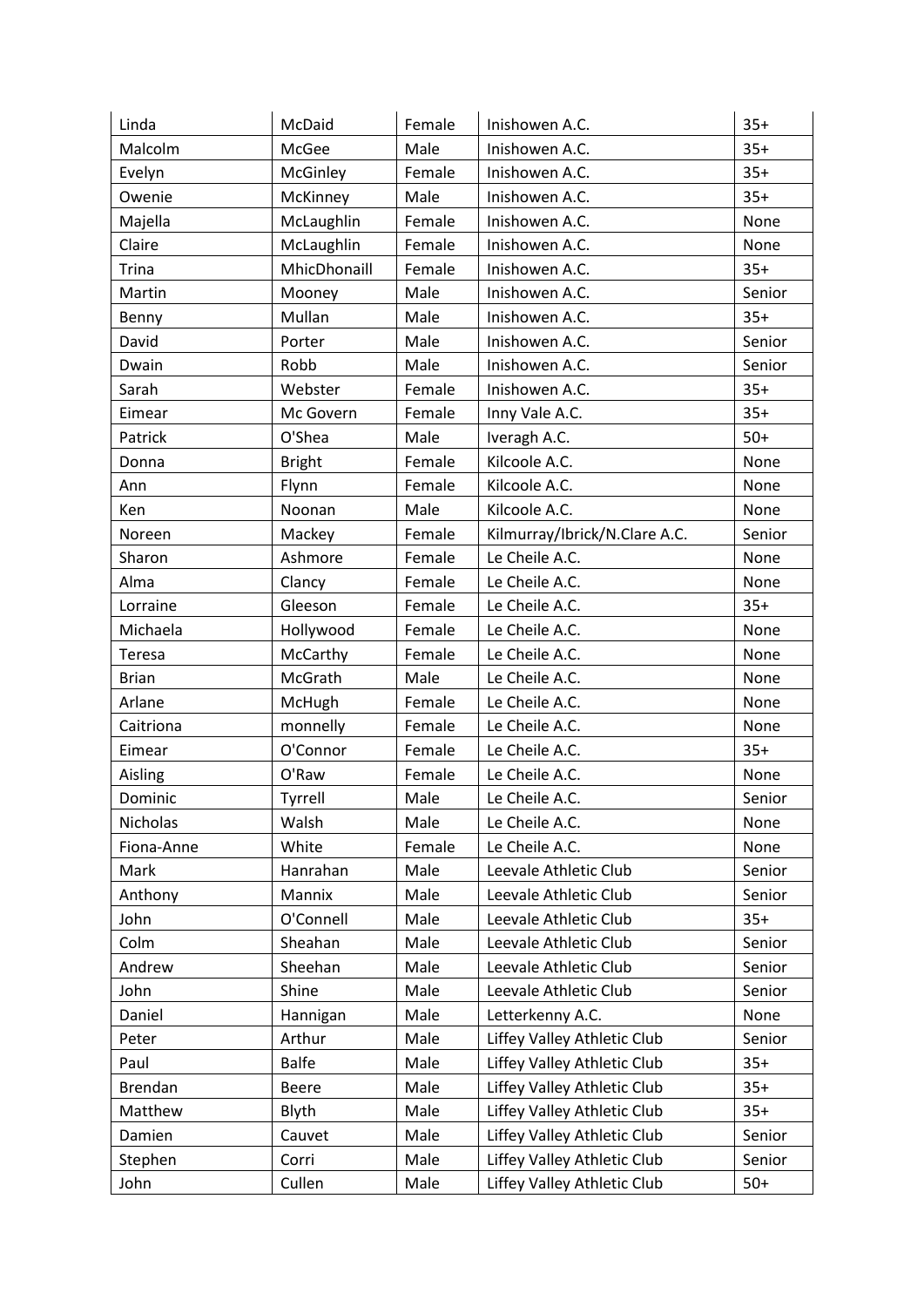| Linda | McDaid | Female | Inishowen A.C. | 35+ |
|---|---|---|---|---|
| Malcolm | McGee | Male | Inishowen A.C. | 35+ |
| Evelyn | McGinley | Female | Inishowen A.C. | 35+ |
| Owenie | McKinney | Male | Inishowen A.C. | 35+ |
| Majella | McLaughlin | Female | Inishowen A.C. | None |
| Claire | McLaughlin | Female | Inishowen A.C. | None |
| Trina | MhicDhonaill | Female | Inishowen A.C. | 35+ |
| Martin | Mooney | Male | Inishowen A.C. | Senior |
| Benny | Mullan | Male | Inishowen A.C. | 35+ |
| David | Porter | Male | Inishowen A.C. | Senior |
| Dwain | Robb | Male | Inishowen A.C. | Senior |
| Sarah | Webster | Female | Inishowen A.C. | 35+ |
| Eimear | Mc Govern | Female | Inny Vale A.C. | 35+ |
| Patrick | O'Shea | Male | Iveragh A.C. | 50+ |
| Donna | Bright | Female | Kilcoole A.C. | None |
| Ann | Flynn | Female | Kilcoole A.C. | None |
| Ken | Noonan | Male | Kilcoole A.C. | None |
| Noreen | Mackey | Female | Kilmurray/Ibrick/N.Clare A.C. | Senior |
| Sharon | Ashmore | Female | Le Cheile A.C. | None |
| Alma | Clancy | Female | Le Cheile A.C. | None |
| Lorraine | Gleeson | Female | Le Cheile A.C. | 35+ |
| Michaela | Hollywood | Female | Le Cheile A.C. | None |
| Teresa | McCarthy | Female | Le Cheile A.C. | None |
| Brian | McGrath | Male | Le Cheile A.C. | None |
| Arlane | McHugh | Female | Le Cheile A.C. | None |
| Caitriona | monnelly | Female | Le Cheile A.C. | None |
| Eimear | O'Connor | Female | Le Cheile A.C. | 35+ |
| Aisling | O'Raw | Female | Le Cheile A.C. | None |
| Dominic | Tyrrell | Male | Le Cheile A.C. | Senior |
| Nicholas | Walsh | Male | Le Cheile A.C. | None |
| Fiona-Anne | White | Female | Le Cheile A.C. | None |
| Mark | Hanrahan | Male | Leevale Athletic Club | Senior |
| Anthony | Mannix | Male | Leevale Athletic Club | Senior |
| John | O'Connell | Male | Leevale Athletic Club | 35+ |
| Colm | Sheahan | Male | Leevale Athletic Club | Senior |
| Andrew | Sheehan | Male | Leevale Athletic Club | Senior |
| John | Shine | Male | Leevale Athletic Club | Senior |
| Daniel | Hannigan | Male | Letterkenny A.C. | None |
| Peter | Arthur | Male | Liffey Valley Athletic Club | Senior |
| Paul | Balfe | Male | Liffey Valley Athletic Club | 35+ |
| Brendan | Beere | Male | Liffey Valley Athletic Club | 35+ |
| Matthew | Blyth | Male | Liffey Valley Athletic Club | 35+ |
| Damien | Cauvet | Male | Liffey Valley Athletic Club | Senior |
| Stephen | Corri | Male | Liffey Valley Athletic Club | Senior |
| John | Cullen | Male | Liffey Valley Athletic Club | 50+ |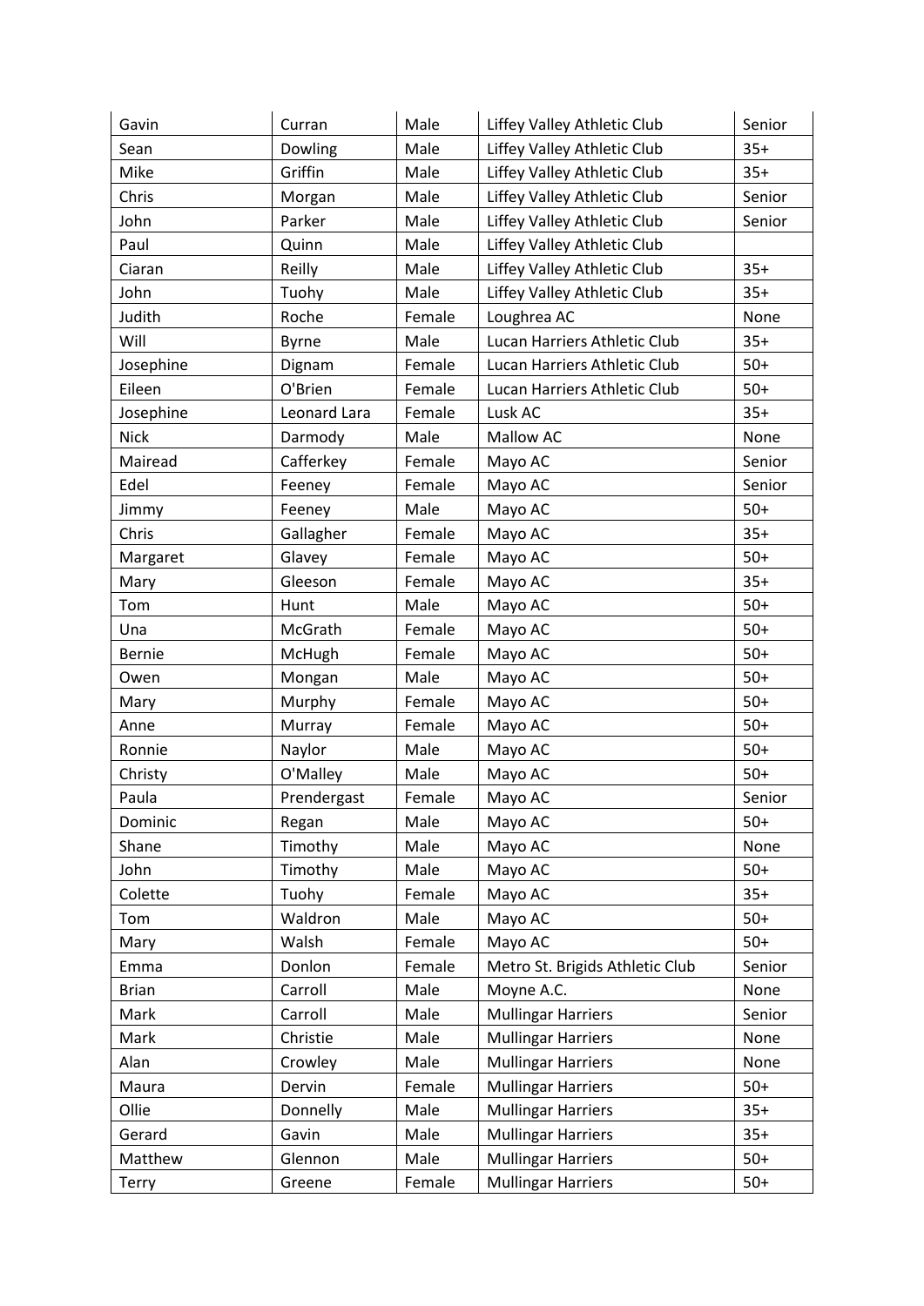| Gavin | Curran | Male | Liffey Valley Athletic Club | Senior |
|---|---|---|---|---|
| Sean | Dowling | Male | Liffey Valley Athletic Club | 35+ |
| Mike | Griffin | Male | Liffey Valley Athletic Club | 35+ |
| Chris | Morgan | Male | Liffey Valley Athletic Club | Senior |
| John | Parker | Male | Liffey Valley Athletic Club | Senior |
| Paul | Quinn | Male | Liffey Valley Athletic Club | |
| Ciaran | Reilly | Male | Liffey Valley Athletic Club | 35+ |
| John | Tuohy | Male | Liffey Valley Athletic Club | 35+ |
| Judith | Roche | Female | Loughrea AC | None |
| Will | Byrne | Male | Lucan Harriers Athletic Club | 35+ |
| Josephine | Dignam | Female | Lucan Harriers Athletic Club | 50+ |
| Eileen | O'Brien | Female | Lucan Harriers Athletic Club | 50+ |
| Josephine | Leonard Lara | Female | Lusk AC | 35+ |
| Nick | Darmody | Male | Mallow AC | None |
| Mairead | Cafferkey | Female | Mayo AC | Senior |
| Edel | Feeney | Female | Mayo AC | Senior |
| Jimmy | Feeney | Male | Mayo AC | 50+ |
| Chris | Gallagher | Female | Mayo AC | 35+ |
| Margaret | Glavey | Female | Mayo AC | 50+ |
| Mary | Gleeson | Female | Mayo AC | 35+ |
| Tom | Hunt | Male | Mayo AC | 50+ |
| Una | McGrath | Female | Mayo AC | 50+ |
| Bernie | McHugh | Female | Mayo AC | 50+ |
| Owen | Mongan | Male | Mayo AC | 50+ |
| Mary | Murphy | Female | Mayo AC | 50+ |
| Anne | Murray | Female | Mayo AC | 50+ |
| Ronnie | Naylor | Male | Mayo AC | 50+ |
| Christy | O'Malley | Male | Mayo AC | 50+ |
| Paula | Prendergast | Female | Mayo AC | Senior |
| Dominic | Regan | Male | Mayo AC | 50+ |
| Shane | Timothy | Male | Mayo AC | None |
| John | Timothy | Male | Mayo AC | 50+ |
| Colette | Tuohy | Female | Mayo AC | 35+ |
| Tom | Waldron | Male | Mayo AC | 50+ |
| Mary | Walsh | Female | Mayo AC | 50+ |
| Emma | Donlon | Female | Metro St. Brigids Athletic Club | Senior |
| Brian | Carroll | Male | Moyne A.C. | None |
| Mark | Carroll | Male | Mullingar Harriers | Senior |
| Mark | Christie | Male | Mullingar Harriers | None |
| Alan | Crowley | Male | Mullingar Harriers | None |
| Maura | Dervin | Female | Mullingar Harriers | 50+ |
| Ollie | Donnelly | Male | Mullingar Harriers | 35+ |
| Gerard | Gavin | Male | Mullingar Harriers | 35+ |
| Matthew | Glennon | Male | Mullingar Harriers | 50+ |
| Terry | Greene | Female | Mullingar Harriers | 50+ |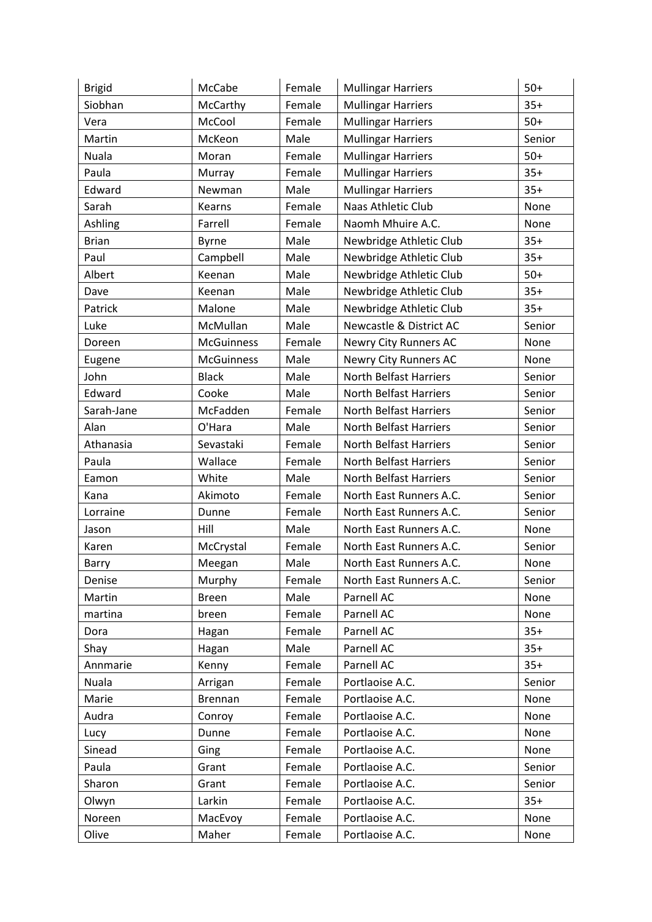| Brigid | McCabe | Female | Mullingar Harriers | 50+ |
|---|---|---|---|---|
| Siobhan | McCarthy | Female | Mullingar Harriers | 35+ |
| Vera | McCool | Female | Mullingar Harriers | 50+ |
| Martin | McKeon | Male | Mullingar Harriers | Senior |
| Nuala | Moran | Female | Mullingar Harriers | 50+ |
| Paula | Murray | Female | Mullingar Harriers | 35+ |
| Edward | Newman | Male | Mullingar Harriers | 35+ |
| Sarah | Kearns | Female | Naas Athletic Club | None |
| Ashling | Farrell | Female | Naomh Mhuire A.C. | None |
| Brian | Byrne | Male | Newbridge Athletic Club | 35+ |
| Paul | Campbell | Male | Newbridge Athletic Club | 35+ |
| Albert | Keenan | Male | Newbridge Athletic Club | 50+ |
| Dave | Keenan | Male | Newbridge Athletic Club | 35+ |
| Patrick | Malone | Male | Newbridge Athletic Club | 35+ |
| Luke | McMullan | Male | Newcastle & District AC | Senior |
| Doreen | McGuinness | Female | Newry City Runners AC | None |
| Eugene | McGuinness | Male | Newry City Runners AC | None |
| John | Black | Male | North Belfast Harriers | Senior |
| Edward | Cooke | Male | North Belfast Harriers | Senior |
| Sarah-Jane | McFadden | Female | North Belfast Harriers | Senior |
| Alan | O'Hara | Male | North Belfast Harriers | Senior |
| Athanasia | Sevastaki | Female | North Belfast Harriers | Senior |
| Paula | Wallace | Female | North Belfast Harriers | Senior |
| Eamon | White | Male | North Belfast Harriers | Senior |
| Kana | Akimoto | Female | North East Runners A.C. | Senior |
| Lorraine | Dunne | Female | North East Runners A.C. | Senior |
| Jason | Hill | Male | North East Runners A.C. | None |
| Karen | McCrystal | Female | North East Runners A.C. | Senior |
| Barry | Meegan | Male | North East Runners A.C. | None |
| Denise | Murphy | Female | North East Runners A.C. | Senior |
| Martin | Breen | Male | Parnell AC | None |
| martina | breen | Female | Parnell AC | None |
| Dora | Hagan | Female | Parnell AC | 35+ |
| Shay | Hagan | Male | Parnell AC | 35+ |
| Annmarie | Kenny | Female | Parnell AC | 35+ |
| Nuala | Arrigan | Female | Portlaoise A.C. | Senior |
| Marie | Brennan | Female | Portlaoise A.C. | None |
| Audra | Conroy | Female | Portlaoise A.C. | None |
| Lucy | Dunne | Female | Portlaoise A.C. | None |
| Sinead | Ging | Female | Portlaoise A.C. | None |
| Paula | Grant | Female | Portlaoise A.C. | Senior |
| Sharon | Grant | Female | Portlaoise A.C. | Senior |
| Olwyn | Larkin | Female | Portlaoise A.C. | 35+ |
| Noreen | MacEvoy | Female | Portlaoise A.C. | None |
| Olive | Maher | Female | Portlaoise A.C. | None |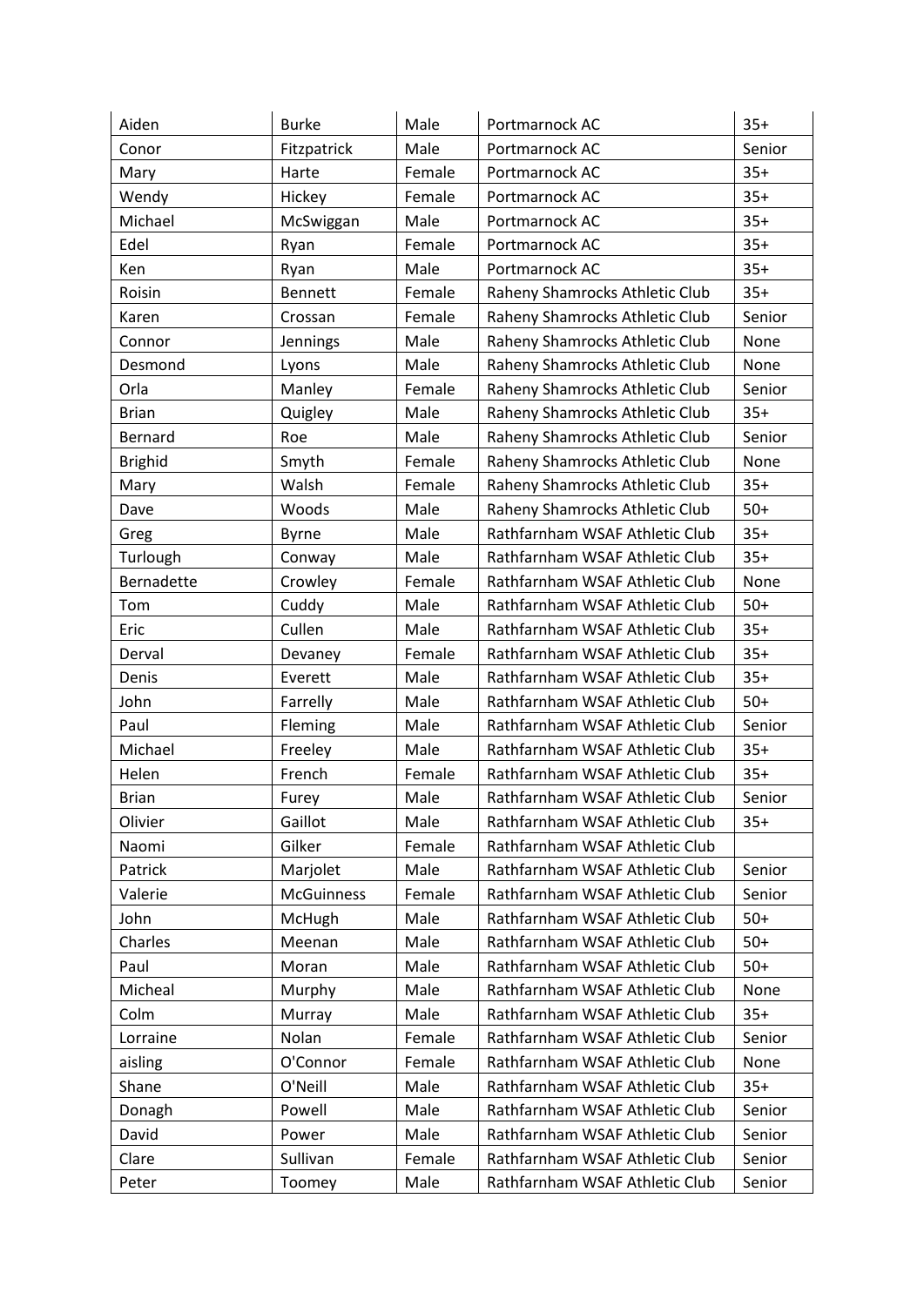| Aiden | Burke | Male | Portmarnock AC | 35+ |
|---|---|---|---|---|
| Conor | Fitzpatrick | Male | Portmarnock AC | Senior |
| Mary | Harte | Female | Portmarnock AC | 35+ |
| Wendy | Hickey | Female | Portmarnock AC | 35+ |
| Michael | McSwiggan | Male | Portmarnock AC | 35+ |
| Edel | Ryan | Female | Portmarnock AC | 35+ |
| Ken | Ryan | Male | Portmarnock AC | 35+ |
| Roisin | Bennett | Female | Raheny Shamrocks Athletic Club | 35+ |
| Karen | Crossan | Female | Raheny Shamrocks Athletic Club | Senior |
| Connor | Jennings | Male | Raheny Shamrocks Athletic Club | None |
| Desmond | Lyons | Male | Raheny Shamrocks Athletic Club | None |
| Orla | Manley | Female | Raheny Shamrocks Athletic Club | Senior |
| Brian | Quigley | Male | Raheny Shamrocks Athletic Club | 35+ |
| Bernard | Roe | Male | Raheny Shamrocks Athletic Club | Senior |
| Brighid | Smyth | Female | Raheny Shamrocks Athletic Club | None |
| Mary | Walsh | Female | Raheny Shamrocks Athletic Club | 35+ |
| Dave | Woods | Male | Raheny Shamrocks Athletic Club | 50+ |
| Greg | Byrne | Male | Rathfarnham WSAF Athletic Club | 35+ |
| Turlough | Conway | Male | Rathfarnham WSAF Athletic Club | 35+ |
| Bernadette | Crowley | Female | Rathfarnham WSAF Athletic Club | None |
| Tom | Cuddy | Male | Rathfarnham WSAF Athletic Club | 50+ |
| Eric | Cullen | Male | Rathfarnham WSAF Athletic Club | 35+ |
| Derval | Devaney | Female | Rathfarnham WSAF Athletic Club | 35+ |
| Denis | Everett | Male | Rathfarnham WSAF Athletic Club | 35+ |
| John | Farrelly | Male | Rathfarnham WSAF Athletic Club | 50+ |
| Paul | Fleming | Male | Rathfarnham WSAF Athletic Club | Senior |
| Michael | Freeley | Male | Rathfarnham WSAF Athletic Club | 35+ |
| Helen | French | Female | Rathfarnham WSAF Athletic Club | 35+ |
| Brian | Furey | Male | Rathfarnham WSAF Athletic Club | Senior |
| Olivier | Gaillot | Male | Rathfarnham WSAF Athletic Club | 35+ |
| Naomi | Gilker | Female | Rathfarnham WSAF Athletic Club | |
| Patrick | Marjolet | Male | Rathfarnham WSAF Athletic Club | Senior |
| Valerie | McGuinness | Female | Rathfarnham WSAF Athletic Club | Senior |
| John | McHugh | Male | Rathfarnham WSAF Athletic Club | 50+ |
| Charles | Meenan | Male | Rathfarnham WSAF Athletic Club | 50+ |
| Paul | Moran | Male | Rathfarnham WSAF Athletic Club | 50+ |
| Micheal | Murphy | Male | Rathfarnham WSAF Athletic Club | None |
| Colm | Murray | Male | Rathfarnham WSAF Athletic Club | 35+ |
| Lorraine | Nolan | Female | Rathfarnham WSAF Athletic Club | Senior |
| aisling | O'Connor | Female | Rathfarnham WSAF Athletic Club | None |
| Shane | O'Neill | Male | Rathfarnham WSAF Athletic Club | 35+ |
| Donagh | Powell | Male | Rathfarnham WSAF Athletic Club | Senior |
| David | Power | Male | Rathfarnham WSAF Athletic Club | Senior |
| Clare | Sullivan | Female | Rathfarnham WSAF Athletic Club | Senior |
| Peter | Toomey | Male | Rathfarnham WSAF Athletic Club | Senior |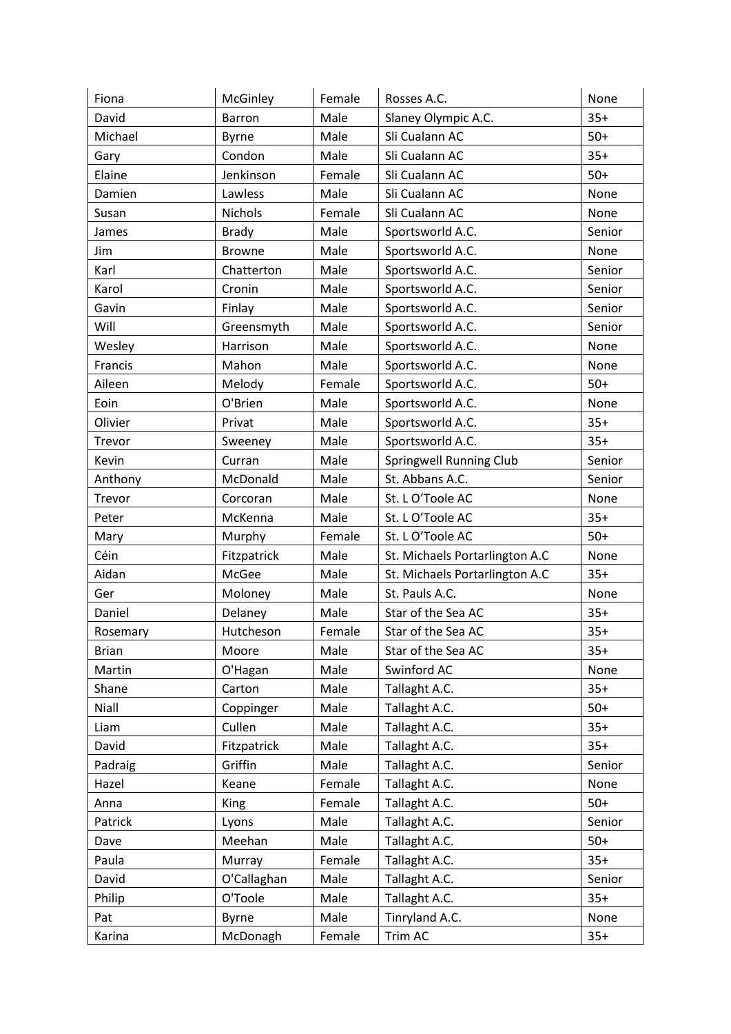| Fiona | McGinley | Female | Rosses A.C. | None |
|---|---|---|---|---|
| David | Barron | Male | Slaney Olympic A.C. | 35+ |
| Michael | Byrne | Male | Sli Cualann AC | 50+ |
| Gary | Condon | Male | Sli Cualann AC | 35+ |
| Elaine | Jenkinson | Female | Sli Cualann AC | 50+ |
| Damien | Lawless | Male | Sli Cualann AC | None |
| Susan | Nichols | Female | Sli Cualann AC | None |
| James | Brady | Male | Sportsworld A.C. | Senior |
| Jim | Browne | Male | Sportsworld A.C. | None |
| Karl | Chatterton | Male | Sportsworld A.C. | Senior |
| Karol | Cronin | Male | Sportsworld A.C. | Senior |
| Gavin | Finlay | Male | Sportsworld A.C. | Senior |
| Will | Greensmyth | Male | Sportsworld A.C. | Senior |
| Wesley | Harrison | Male | Sportsworld A.C. | None |
| Francis | Mahon | Male | Sportsworld A.C. | None |
| Aileen | Melody | Female | Sportsworld A.C. | 50+ |
| Eoin | O'Brien | Male | Sportsworld A.C. | None |
| Olivier | Privat | Male | Sportsworld A.C. | 35+ |
| Trevor | Sweeney | Male | Sportsworld A.C. | 35+ |
| Kevin | Curran | Male | Springwell Running Club | Senior |
| Anthony | McDonald | Male | St. Abbans A.C. | Senior |
| Trevor | Corcoran | Male | St. L O'Toole AC | None |
| Peter | McKenna | Male | St. L O'Toole AC | 35+ |
| Mary | Murphy | Female | St. L O'Toole AC | 50+ |
| Céin | Fitzpatrick | Male | St. Michaels Portarlington A.C | None |
| Aidan | McGee | Male | St. Michaels Portarlington A.C | 35+ |
| Ger | Moloney | Male | St. Pauls A.C. | None |
| Daniel | Delaney | Male | Star of the Sea AC | 35+ |
| Rosemary | Hutcheson | Female | Star of the Sea AC | 35+ |
| Brian | Moore | Male | Star of the Sea AC | 35+ |
| Martin | O'Hagan | Male | Swinford AC | None |
| Shane | Carton | Male | Tallaght A.C. | 35+ |
| Niall | Coppinger | Male | Tallaght A.C. | 50+ |
| Liam | Cullen | Male | Tallaght A.C. | 35+ |
| David | Fitzpatrick | Male | Tallaght A.C. | 35+ |
| Padraig | Griffin | Male | Tallaght A.C. | Senior |
| Hazel | Keane | Female | Tallaght A.C. | None |
| Anna | King | Female | Tallaght A.C. | 50+ |
| Patrick | Lyons | Male | Tallaght A.C. | Senior |
| Dave | Meehan | Male | Tallaght A.C. | 50+ |
| Paula | Murray | Female | Tallaght A.C. | 35+ |
| David | O'Callaghan | Male | Tallaght A.C. | Senior |
| Philip | O'Toole | Male | Tallaght A.C. | 35+ |
| Pat | Byrne | Male | Tinryland A.C. | None |
| Karina | McDonagh | Female | Trim AC | 35+ |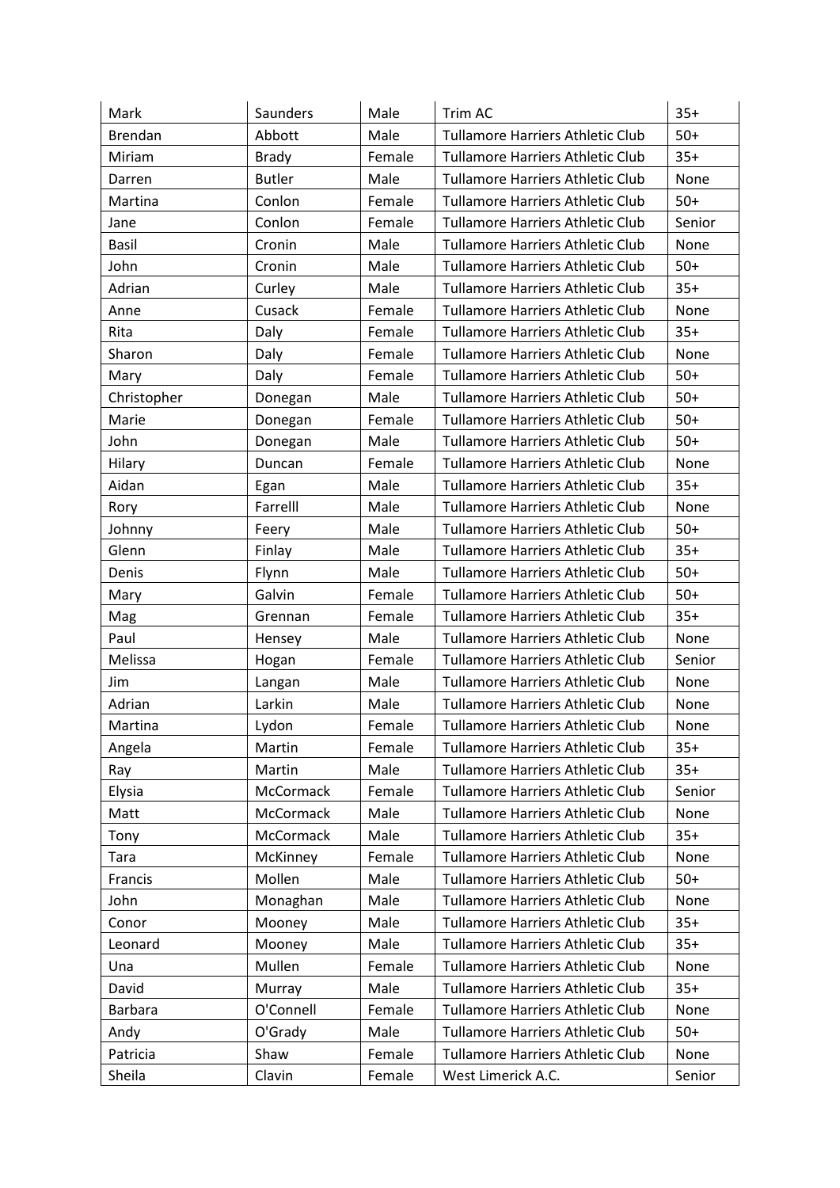| | | | | |
|---|---|---|---|---|
| Mark | Saunders | Male | Trim AC | 35+ |
| Brendan | Abbott | Male | Tullamore Harriers Athletic Club | 50+ |
| Miriam | Brady | Female | Tullamore Harriers Athletic Club | 35+ |
| Darren | Butler | Male | Tullamore Harriers Athletic Club | None |
| Martina | Conlon | Female | Tullamore Harriers Athletic Club | 50+ |
| Jane | Conlon | Female | Tullamore Harriers Athletic Club | Senior |
| Basil | Cronin | Male | Tullamore Harriers Athletic Club | None |
| John | Cronin | Male | Tullamore Harriers Athletic Club | 50+ |
| Adrian | Curley | Male | Tullamore Harriers Athletic Club | 35+ |
| Anne | Cusack | Female | Tullamore Harriers Athletic Club | None |
| Rita | Daly | Female | Tullamore Harriers Athletic Club | 35+ |
| Sharon | Daly | Female | Tullamore Harriers Athletic Club | None |
| Mary | Daly | Female | Tullamore Harriers Athletic Club | 50+ |
| Christopher | Donegan | Male | Tullamore Harriers Athletic Club | 50+ |
| Marie | Donegan | Female | Tullamore Harriers Athletic Club | 50+ |
| John | Donegan | Male | Tullamore Harriers Athletic Club | 50+ |
| Hilary | Duncan | Female | Tullamore Harriers Athletic Club | None |
| Aidan | Egan | Male | Tullamore Harriers Athletic Club | 35+ |
| Rory | Farrelll | Male | Tullamore Harriers Athletic Club | None |
| Johnny | Feery | Male | Tullamore Harriers Athletic Club | 50+ |
| Glenn | Finlay | Male | Tullamore Harriers Athletic Club | 35+ |
| Denis | Flynn | Male | Tullamore Harriers Athletic Club | 50+ |
| Mary | Galvin | Female | Tullamore Harriers Athletic Club | 50+ |
| Mag | Grennan | Female | Tullamore Harriers Athletic Club | 35+ |
| Paul | Hensey | Male | Tullamore Harriers Athletic Club | None |
| Melissa | Hogan | Female | Tullamore Harriers Athletic Club | Senior |
| Jim | Langan | Male | Tullamore Harriers Athletic Club | None |
| Adrian | Larkin | Male | Tullamore Harriers Athletic Club | None |
| Martina | Lydon | Female | Tullamore Harriers Athletic Club | None |
| Angela | Martin | Female | Tullamore Harriers Athletic Club | 35+ |
| Ray | Martin | Male | Tullamore Harriers Athletic Club | 35+ |
| Elysia | McCormack | Female | Tullamore Harriers Athletic Club | Senior |
| Matt | McCormack | Male | Tullamore Harriers Athletic Club | None |
| Tony | McCormack | Male | Tullamore Harriers Athletic Club | 35+ |
| Tara | McKinney | Female | Tullamore Harriers Athletic Club | None |
| Francis | Mollen | Male | Tullamore Harriers Athletic Club | 50+ |
| John | Monaghan | Male | Tullamore Harriers Athletic Club | None |
| Conor | Mooney | Male | Tullamore Harriers Athletic Club | 35+ |
| Leonard | Mooney | Male | Tullamore Harriers Athletic Club | 35+ |
| Una | Mullen | Female | Tullamore Harriers Athletic Club | None |
| David | Murray | Male | Tullamore Harriers Athletic Club | 35+ |
| Barbara | O'Connell | Female | Tullamore Harriers Athletic Club | None |
| Andy | O'Grady | Male | Tullamore Harriers Athletic Club | 50+ |
| Patricia | Shaw | Female | Tullamore Harriers Athletic Club | None |
| Sheila | Clavin | Female | West Limerick A.C. | Senior |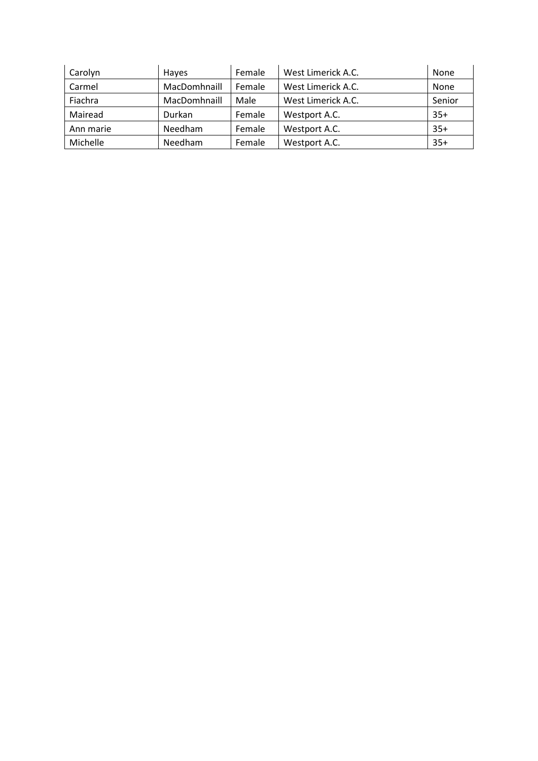| | | | | |
|---|---|---|---|---|
| Carolyn | Hayes | Female | West Limerick A.C. | None |
| Carmel | MacDomhnaill | Female | West Limerick A.C. | None |
| Fiachra | MacDomhnaill | Male | West Limerick A.C. | Senior |
| Mairead | Durkan | Female | Westport A.C. | 35+ |
| Ann marie | Needham | Female | Westport A.C. | 35+ |
| Michelle | Needham | Female | Westport A.C. | 35+ |